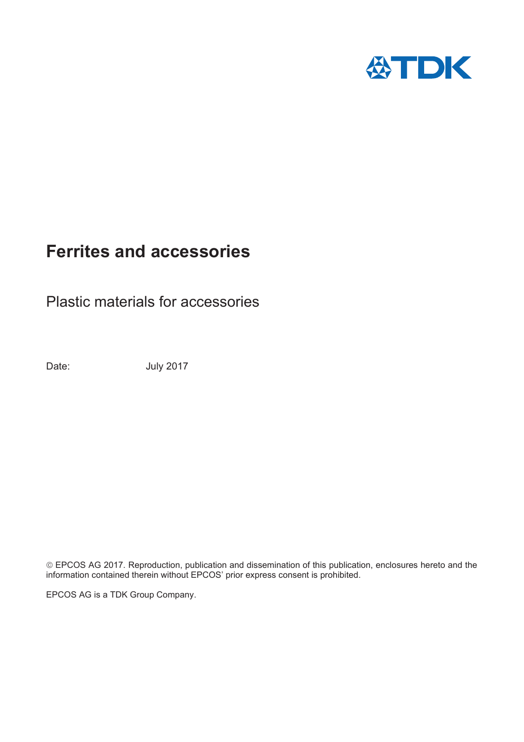# Ferrites and accessories

Plastic materials for accessories

Date: July 2017

© EPCOS AG 2017. Reproduction, publication and dissemination of this publication, enclosures hereto and the information contained therein without EPCOS' prior express consent is prohibited.

EPCOS AG is a TDK Group Company.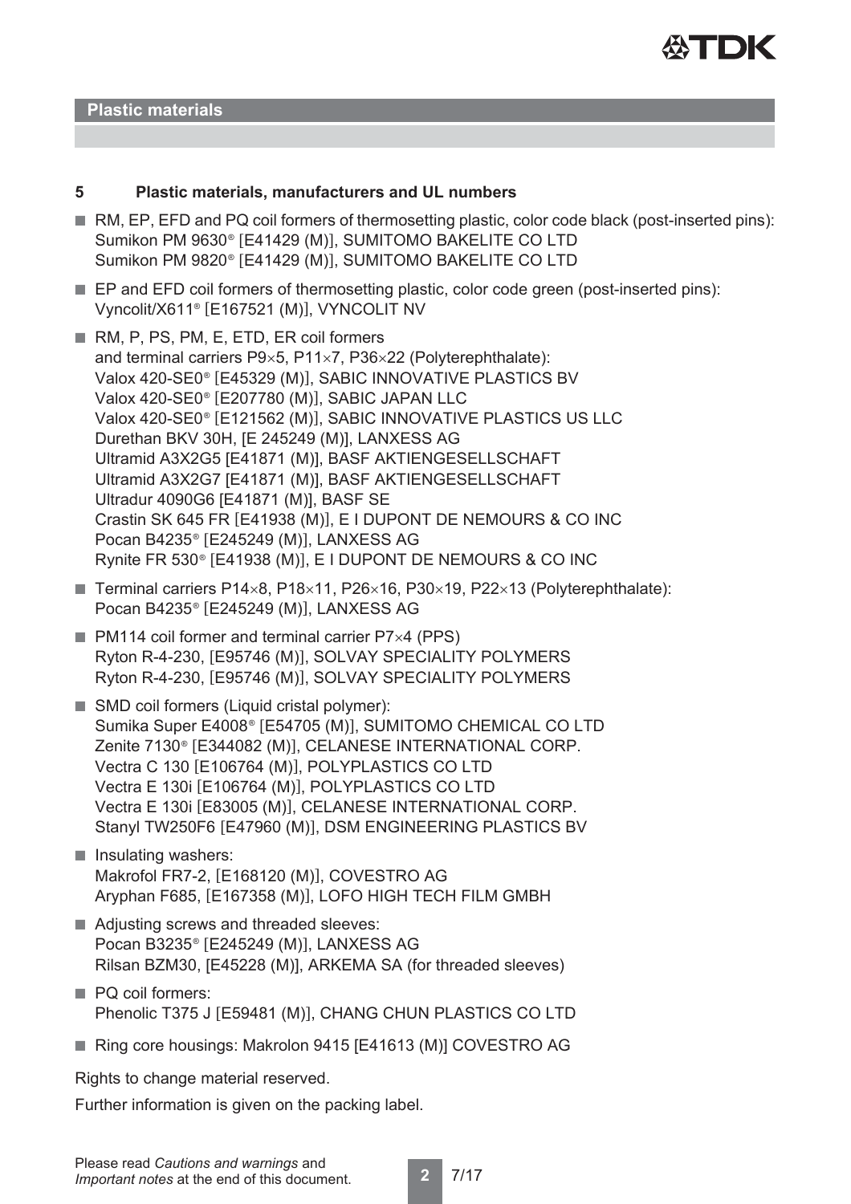## Plastic materials

### 5 Plastic materials, manufacturers and UL numbers

- RM, EP, EFD and PQ coil formers of thermosetting plastic, color code black (post-inserted pins):
  Sumikon PM 9630® [E41429 (M)], SUMITOMO BAKELITE CO LTD
  Sumikon PM 9820® [E41429 (M)], SUMITOMO BAKELITE CO LTD
- EP and EFD coil formers of thermosetting plastic, color code green (post-inserted pins):
  Vyncolit/X611® [E167521 (M)], VYNCOLIT NV
- RM, P, PS, PM, E, ETD, ER coil formers
  and terminal carriers P9×5, P11×7, P36×22 (Polyterephthalate):
  Valox 420-SE0® [E45329 (M)], SABIC INNOVATIVE PLASTICS BV
  Valox 420-SE0® [E207780 (M)], SABIC JAPAN LLC
  Valox 420-SE0® [E121562 (M)], SABIC INNOVATIVE PLASTICS US LLC
  Durethan BKV 30H, [E 245249 (M)], LANXESS AG
  Ultramid A3X2G5 [E41871 (M)], BASF AKTIENGESELLSCHAFT
  Ultramid A3X2G7 [E41871 (M)], BASF AKTIENGESELLSCHAFT
  Ultradur 4090G6 [E41871 (M)], BASF SE
  Crastin SK 645 FR [E41938 (M)], E I DUPONT DE NEMOURS & CO INC
  Pocan B4235® [E245249 (M)], LANXESS AG
  Rynite FR 530® [E41938 (M)], E I DUPONT DE NEMOURS & CO INC
- Terminal carriers P14×8, P18×11, P26×16, P30×19, P22×13 (Polyterephthalate):
  Pocan B4235® [E245249 (M)], LANXESS AG
- PM114 coil former and terminal carrier P7×4 (PPS)
  Ryton R-4-230, [E95746 (M)], SOLVAY SPECIALITY POLYMERS
  Ryton R-4-230, [E95746 (M)], SOLVAY SPECIALITY POLYMERS
- SMD coil formers (Liquid cristal polymer):
  Sumika Super E4008® [E54705 (M)], SUMITOMO CHEMICAL CO LTD
  Zenite 7130® [E344082 (M)], CELANESE INTERNATIONAL CORP.
  Vectra C 130 [E106764 (M)], POLYPLASTICS CO LTD
  Vectra E 130i [E106764 (M)], POLYPLASTICS CO LTD
  Vectra E 130i [E83005 (M)], CELANESE INTERNATIONAL CORP.
  Stanyl TW250F6 [E47960 (M)], DSM ENGINEERING PLASTICS BV
- Insulating washers:
  Makrofol FR7-2, [E168120 (M)], COVESTRO AG
  Aryphan F685, [E167358 (M)], LOFO HIGH TECH FILM GMBH
- Adjusting screws and threaded sleeves:
  Pocan B3235® [E245249 (M)], LANXESS AG
  Rilsan BZM30, [E45228 (M)], ARKEMA SA (for threaded sleeves)
- PQ coil formers:
  Phenolic T375 J [E59481 (M)], CHANG CHUN PLASTICS CO LTD
- Ring core housings: Makrolon 9415 [E41613 (M)] COVESTRO AG

Rights to change material reserved.

Further information is given on the packing label.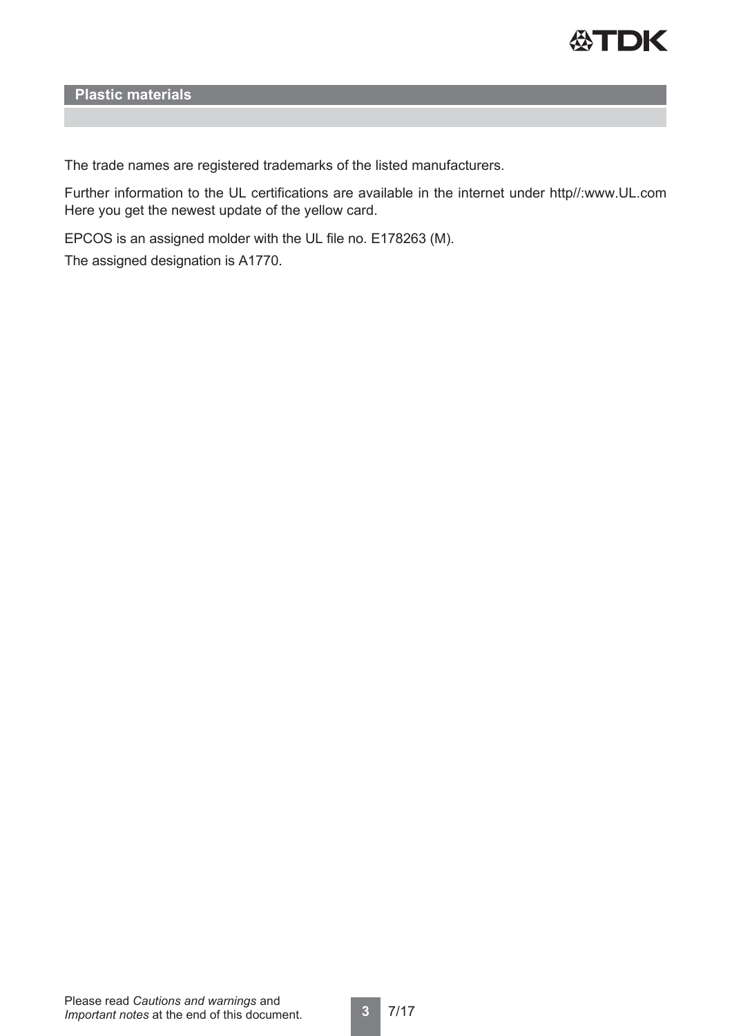## Plastic materials

The trade names are registered trademarks of the listed manufacturers.

Further information to the UL certifications are available in the internet under http//:www.UL.com Here you get the newest update of the yellow card.

EPCOS is an assigned molder with the UL file no. E178263 (M).

The assigned designation is A1770.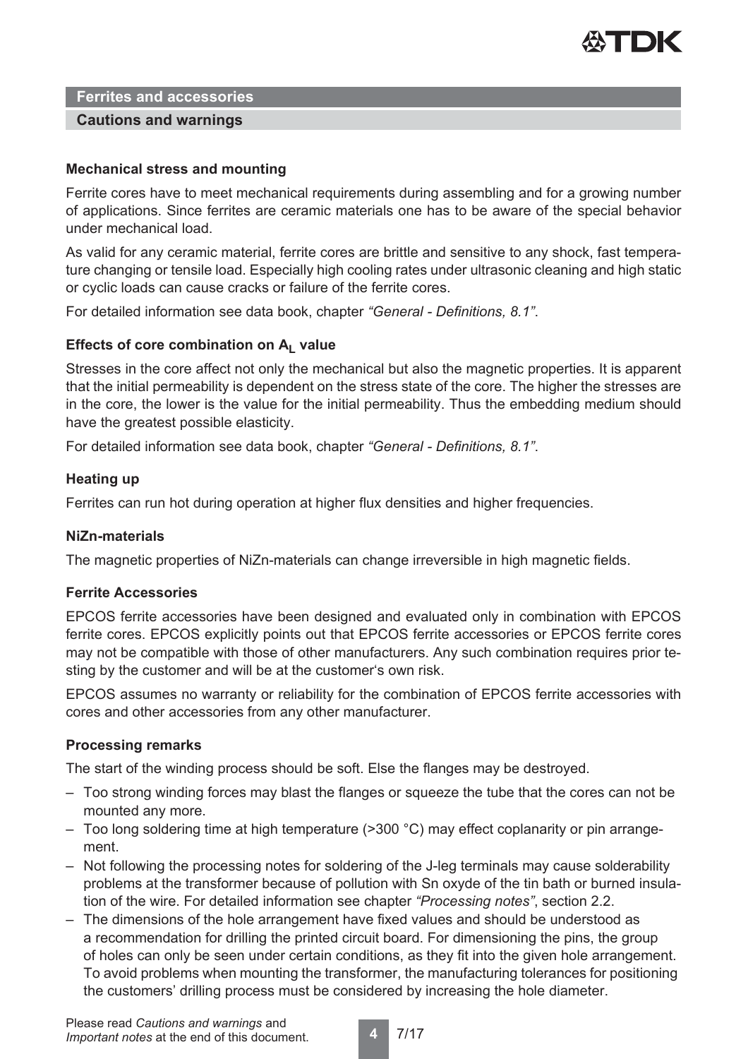## Ferrites and accessories

### Cautions and warnings

**Mechanical stress and mounting**

Ferrite cores have to meet mechanical requirements during assembling and for a growing number of applications. Since ferrites are ceramic materials one has to be aware of the special behavior under mechanical load.

As valid for any ceramic material, ferrite cores are brittle and sensitive to any shock, fast temperature changing or tensile load. Especially high cooling rates under ultrasonic cleaning and high static or cyclic loads can cause cracks or failure of the ferrite cores.

For detailed information see data book, chapter *"General - Definitions, 8.1"*.

**Effects of core combination on $A_L$ value**

Stresses in the core affect not only the mechanical but also the magnetic properties. It is apparent that the initial permeability is dependent on the stress state of the core. The higher the stresses are in the core, the lower is the value for the initial permeability. Thus the embedding medium should have the greatest possible elasticity.

For detailed information see data book, chapter *"General - Definitions, 8.1"*.

**Heating up**

Ferrites can run hot during operation at higher flux densities and higher frequencies.

**NiZn-materials**

The magnetic properties of NiZn-materials can change irreversible in high magnetic fields.

**Ferrite Accessories**

EPCOS ferrite accessories have been designed and evaluated only in combination with EPCOS ferrite cores. EPCOS explicitly points out that EPCOS ferrite accessories or EPCOS ferrite cores may not be compatible with those of other manufacturers. Any such combination requires prior testing by the customer and will be at the customer's own risk.

EPCOS assumes no warranty or reliability for the combination of EPCOS ferrite accessories with cores and other accessories from any other manufacturer.

**Processing remarks**

The start of the winding process should be soft. Else the flanges may be destroyed.

- Too strong winding forces may blast the flanges or squeeze the tube that the cores can not be mounted any more.
- Too long soldering time at high temperature (>300 °C) may effect coplanarity or pin arrangement.
- Not following the processing notes for soldering of the J-leg terminals may cause solderability problems at the transformer because of pollution with Sn oxyde of the tin bath or burned insulation of the wire. For detailed information see chapter *"Processing notes"*, section 2.2.
- The dimensions of the hole arrangement have fixed values and should be understood as a recommendation for drilling the printed circuit board. For dimensioning the pins, the group of holes can only be seen under certain conditions, as they fit into the given hole arrangement. To avoid problems when mounting the transformer, the manufacturing tolerances for positioning the customers' drilling process must be considered by increasing the hole diameter.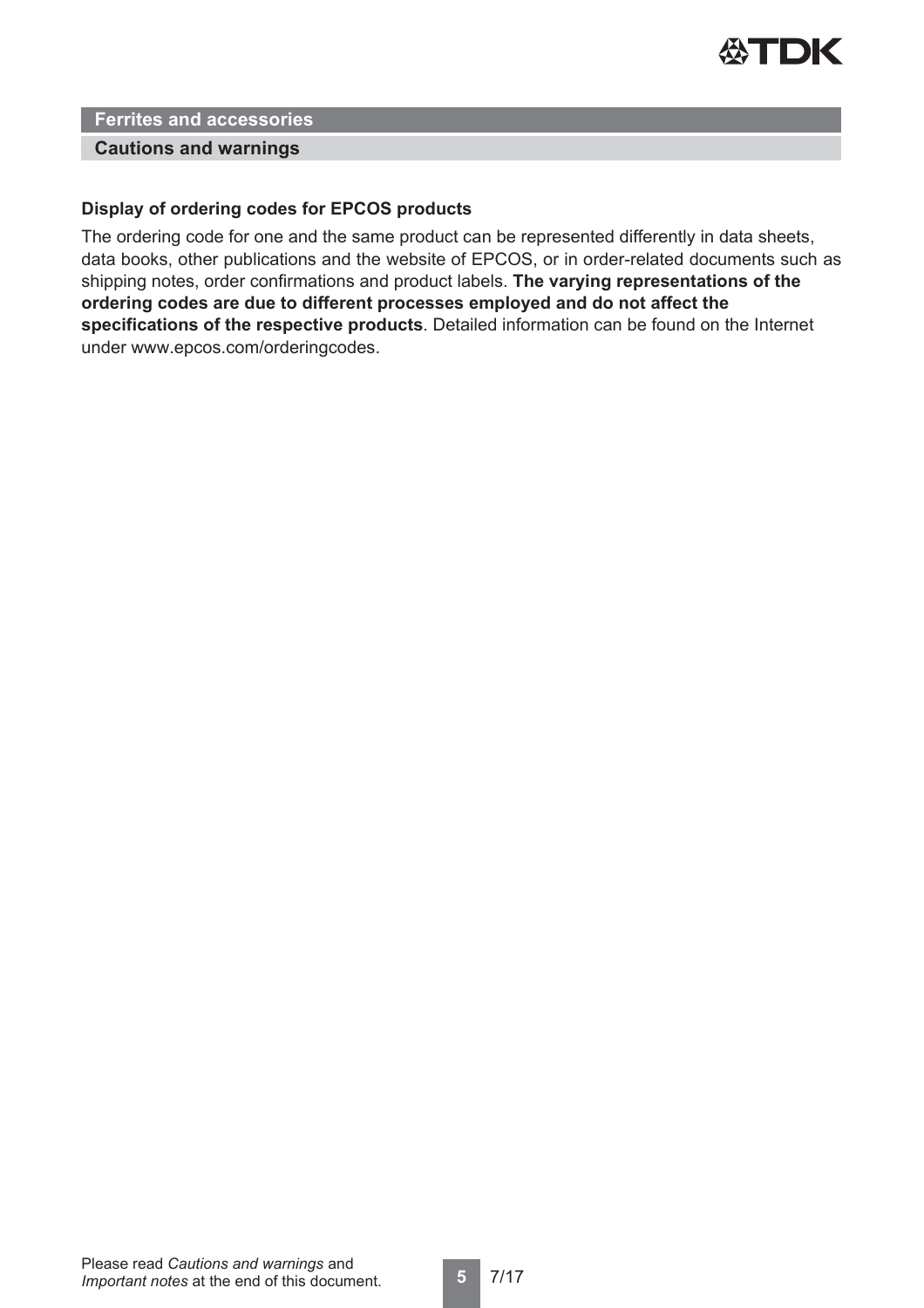## Ferrites and accessories

### Cautions and warnings

**Display of ordering codes for EPCOS products**

The ordering code for one and the same product can be represented differently in data sheets, data books, other publications and the website of EPCOS, or in order-related documents such as shipping notes, order confirmations and product labels. **The varying representations of the ordering codes are due to different processes employed and do not affect the specifications of the respective products**. Detailed information can be found on the Internet under www.epcos.com/orderingcodes.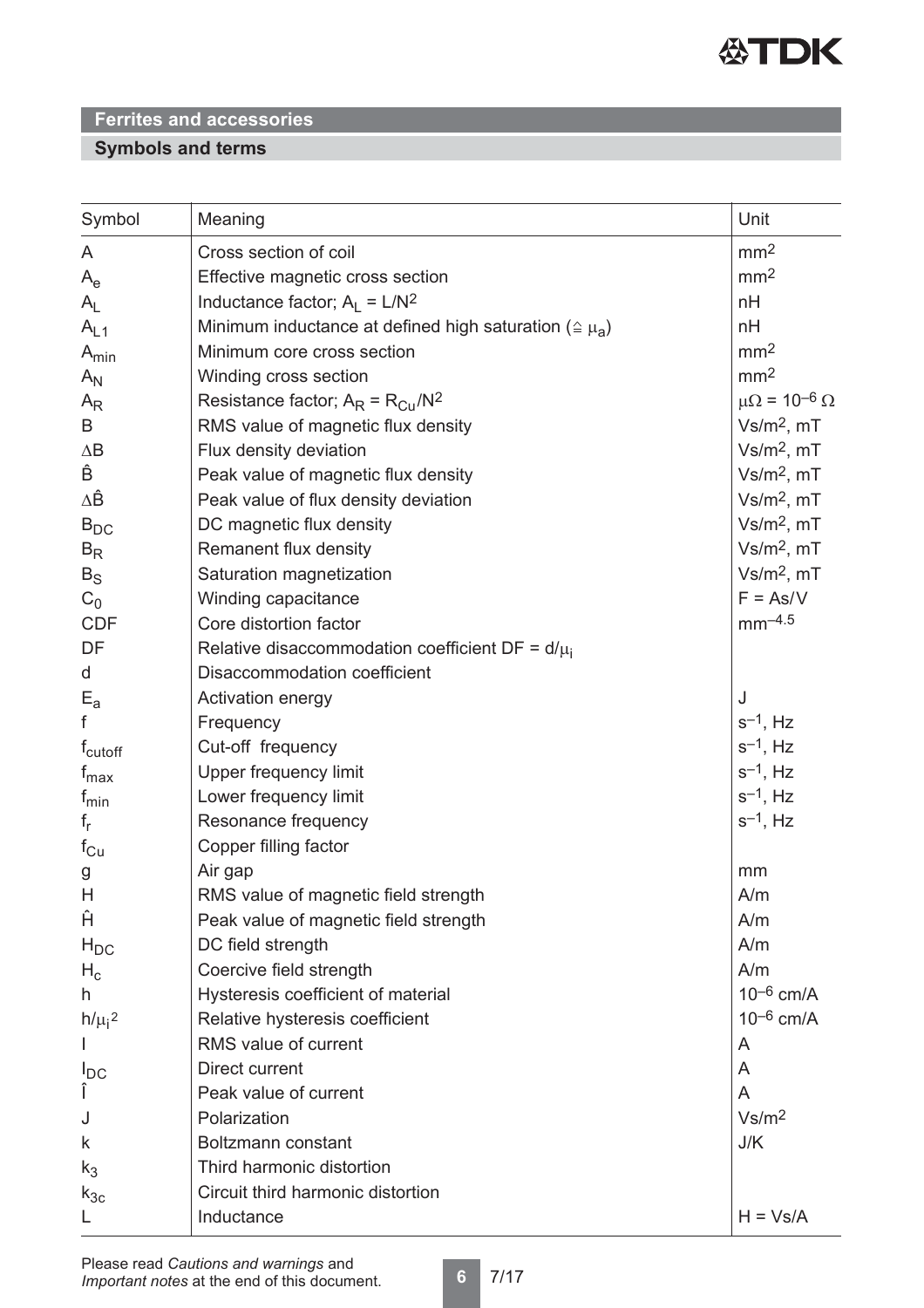## Ferrites and accessories

### Symbols and terms

| Symbol | Meaning | Unit |
|---|---|---|
| $A$ | Cross section of coil | $mm^2$ |
| $A_e$ | Effective magnetic cross section | $mm^2$ |
| $A_L$ | Inductance factor; $A_L = L/N^2$ | nH |
| $A_{L1}$ | Minimum inductance at defined high saturation ($\hat{=} \mu_a$) | nH |
| $A_{min}$ | Minimum core cross section | $mm^2$ |
| $A_N$ | Winding cross section | $mm^2$ |
| $A_R$ | Resistance factor; $A_R = R_{Cu}/N^2$ | $\mu\Omega = 10^{-6}\ \Omega$ |
| $B$ | RMS value of magnetic flux density | $Vs/m^2$, mT |
| $\Delta B$ | Flux density deviation | $Vs/m^2$, mT |
| $\hat{B}$ | Peak value of magnetic flux density | $Vs/m^2$, mT |
| $\Delta\hat{B}$ | Peak value of flux density deviation | $Vs/m^2$, mT |
| $B_{DC}$ | DC magnetic flux density | $Vs/m^2$, mT |
| $B_R$ | Remanent flux density | $Vs/m^2$, mT |
| $B_S$ | Saturation magnetization | $Vs/m^2$, mT |
| $C_0$ | Winding capacitance | F = As/V |
| CDF | Core distortion factor | $mm^{-4.5}$ |
| DF | Relative disaccommodation coefficient $DF = d/\mu_i$ | |
| d | Disaccommodation coefficient | |
| $E_a$ | Activation energy | J |
| f | Frequency | $s^{-1}$, Hz |
| $f_{cutoff}$ | Cut-off frequency | $s^{-1}$, Hz |
| $f_{max}$ | Upper frequency limit | $s^{-1}$, Hz |
| $f_{min}$ | Lower frequency limit | $s^{-1}$, Hz |
| $f_r$ | Resonance frequency | $s^{-1}$, Hz |
| $f_{Cu}$ | Copper filling factor | |
| g | Air gap | mm |
| H | RMS value of magnetic field strength | A/m |
| $\hat{H}$ | Peak value of magnetic field strength | A/m |
| $H_{DC}$ | DC field strength | A/m |
| $H_c$ | Coercive field strength | A/m |
| h | Hysteresis coefficient of material | $10^{-6}$ cm/A |
| $h/\mu_i^2$ | Relative hysteresis coefficient | $10^{-6}$ cm/A |
| I | RMS value of current | A |
| $I_{DC}$ | Direct current | A |
| $\hat{I}$ | Peak value of current | A |
| J | Polarization | $Vs/m^2$ |
| k | Boltzmann constant | J/K |
| $k_3$ | Third harmonic distortion | |
| $k_{3c}$ | Circuit third harmonic distortion | |
| L | Inductance | H = Vs/A |

Please read *Cautions and warnings* and *Important notes* at the end of this document.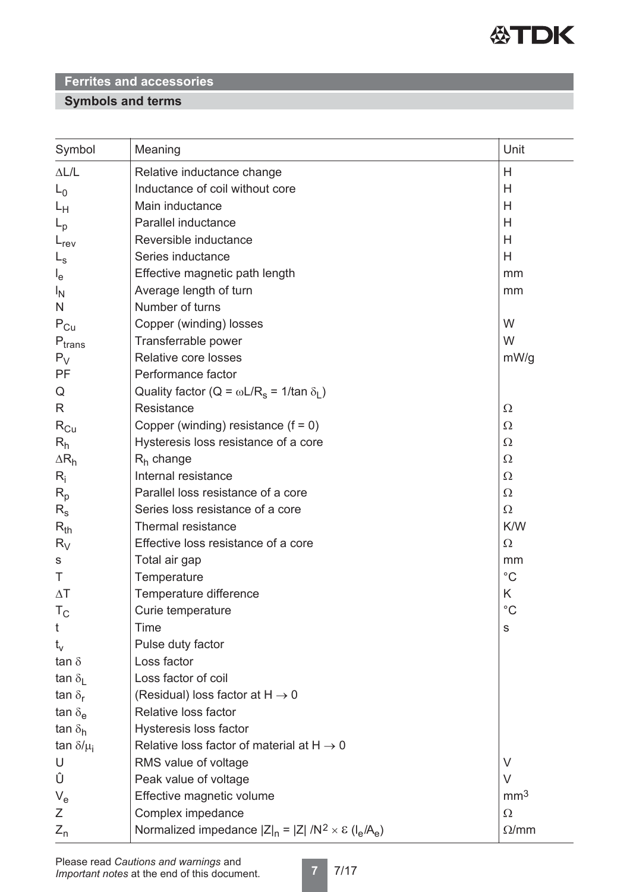## Ferrites and accessories

### Symbols and terms

| Symbol | Meaning | Unit |
|---|---|---|
| $\Delta L/L$ | Relative inductance change | H |
| $L_0$ | Inductance of coil without core | H |
| $L_H$ | Main inductance | H |
| $L_p$ | Parallel inductance | H |
| $L_{rev}$ | Reversible inductance | H |
| $L_s$ | Series inductance | H |
| $l_e$ | Effective magnetic path length | mm |
| $l_N$ | Average length of turn | mm |
| N | Number of turns | |
| $P_{Cu}$ | Copper (winding) losses | W |
| $P_{trans}$ | Transferrable power | W |
| $P_V$ | Relative core losses | mW/g |
| PF | Performance factor | |
| Q | Quality factor ($Q = \omega L/R_s = 1/\tan \delta_L$) | |
| R | Resistance | $\Omega$ |
| $R_{Cu}$ | Copper (winding) resistance (f = 0) | $\Omega$ |
| $R_h$ | Hysteresis loss resistance of a core | $\Omega$ |
| $\Delta R_h$ | $R_h$ change | $\Omega$ |
| $R_i$ | Internal resistance | $\Omega$ |
| $R_p$ | Parallel loss resistance of a core | $\Omega$ |
| $R_s$ | Series loss resistance of a core | $\Omega$ |
| $R_{th}$ | Thermal resistance | K/W |
| $R_V$ | Effective loss resistance of a core | $\Omega$ |
| s | Total air gap | mm |
| T | Temperature | °C |
| $\Delta T$ | Temperature difference | K |
| $T_C$ | Curie temperature | °C |
| t | Time | s |
| $t_v$ | Pulse duty factor | |
| $\tan \delta$ | Loss factor | |
| $\tan \delta_L$ | Loss factor of coil | |
| $\tan \delta_r$ | (Residual) loss factor at $H \rightarrow 0$ | |
| $\tan \delta_e$ | Relative loss factor | |
| $\tan \delta_h$ | Hysteresis loss factor | |
| $\tan \delta/\mu_i$ | Relative loss factor of material at $H \rightarrow 0$ | |
| U | RMS value of voltage | V |
| $\hat{U}$ | Peak value of voltage | V |
| $V_e$ | Effective magnetic volume | $mm^3$ |
| Z | Complex impedance | $\Omega$ |
| $Z_n$ | Normalized impedance $\lvert Z \rvert_n = \lvert Z \rvert / N^2 \times \varepsilon\, (l_e/A_e)$ | $\Omega$/mm |

Please read *Cautions and warnings* and *Important notes* at the end of this document.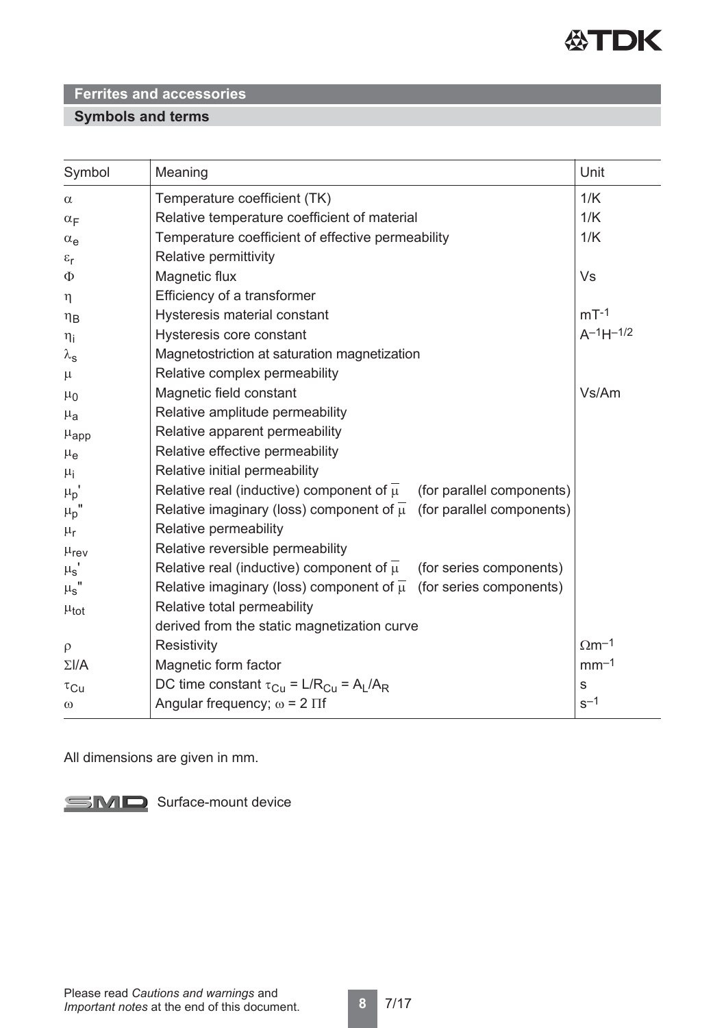## Ferrites and accessories

### Symbols and terms

| Symbol | Meaning | Unit |
|---|---|---|
| $\alpha$ | Temperature coefficient (TK) | 1/K |
| $\alpha_F$ | Relative temperature coefficient of material | 1/K |
| $\alpha_e$ | Temperature coefficient of effective permeability | 1/K |
| $\varepsilon_r$ | Relative permittivity | |
| $\Phi$ | Magnetic flux | Vs |
| $\eta$ | Efficiency of a transformer | |
| $\eta_B$ | Hysteresis material constant | $mT^{-1}$ |
| $\eta_i$ | Hysteresis core constant | $A^{-1}H^{-1/2}$ |
| $\lambda_s$ | Magnetostriction at saturation magnetization | |
| $\mu$ | Relative complex permeability | |
| $\mu_0$ | Magnetic field constant | Vs/Am |
| $\mu_a$ | Relative amplitude permeability | |
| $\mu_{app}$ | Relative apparent permeability | |
| $\mu_e$ | Relative effective permeability | |
| $\mu_i$ | Relative initial permeability | |
| $\mu_p'$ | Relative real (inductive) component of $\overline{\mu}$ (for parallel components) | |
| $\mu_p''$ | Relative imaginary (loss) component of $\overline{\mu}$ (for parallel components) | |
| $\mu_r$ | Relative permeability | |
| $\mu_{rev}$ | Relative reversible permeability | |
| $\mu_s'$ | Relative real (inductive) component of $\overline{\mu}$ (for series components) | |
| $\mu_s''$ | Relative imaginary (loss) component of $\overline{\mu}$ (for series components) | |
| $\mu_{tot}$ | Relative total permeability derived from the static magnetization curve | |
| $\rho$ | Resistivity | $\Omega m^{-1}$ |
| $\Sigma l/A$ | Magnetic form factor | $mm^{-1}$ |
| $\tau_{Cu}$ | DC time constant $\tau_{Cu} = L/R_{Cu} = A_L/A_R$ | s |
| $\omega$ | Angular frequency; $\omega = 2\,\Pi f$ | $s^{-1}$ |

All dimensions are given in mm.

SMD Surface-mount device

Please read *Cautions and warnings* and *Important notes* at the end of this document.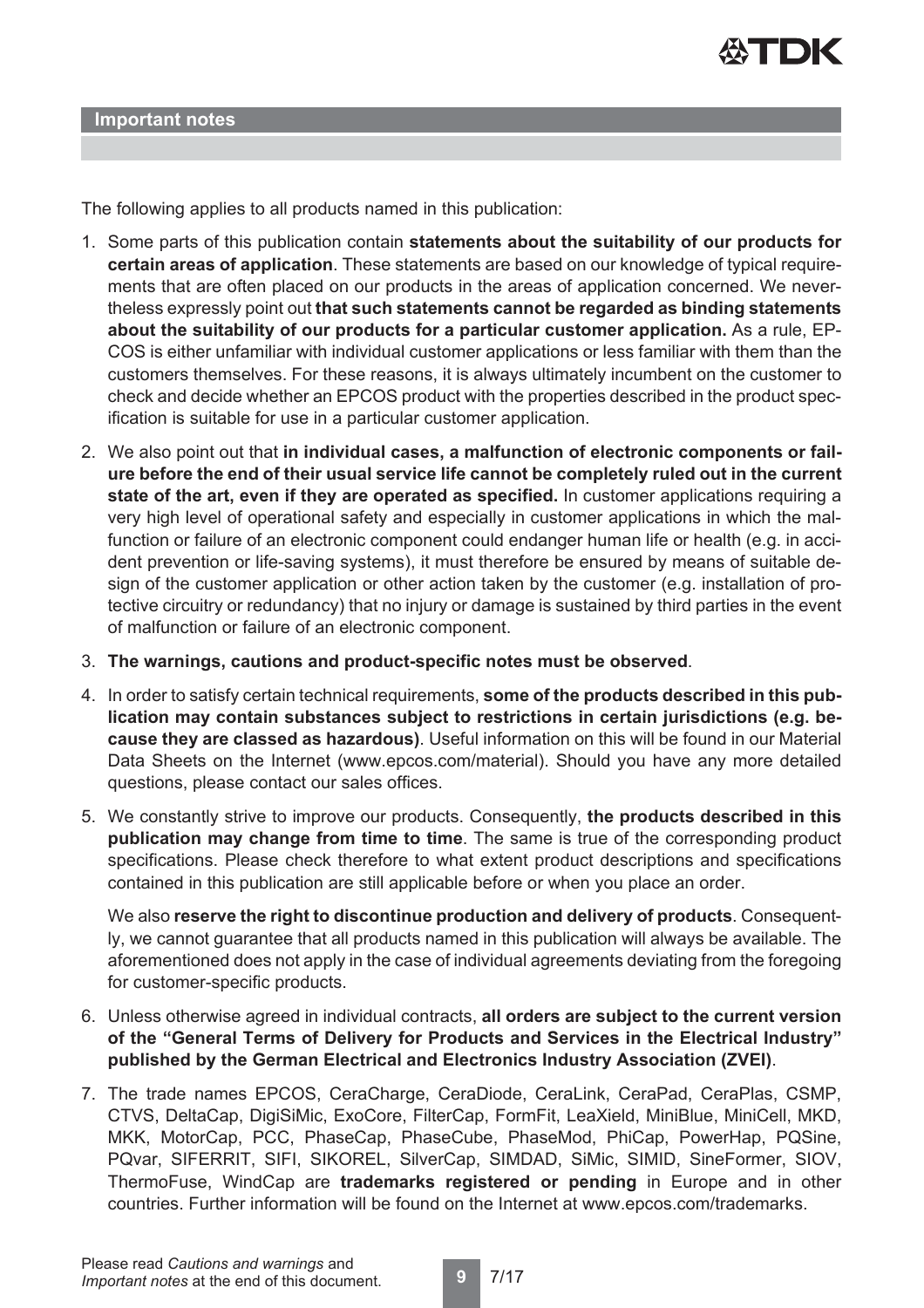## Important notes

The following applies to all products named in this publication:

1. Some parts of this publication contain **statements about the suitability of our products for certain areas of application**. These statements are based on our knowledge of typical requirements that are often placed on our products in the areas of application concerned. We nevertheless expressly point out **that such statements cannot be regarded as binding statements about the suitability of our products for a particular customer application.** As a rule, EPCOS is either unfamiliar with individual customer applications or less familiar with them than the customers themselves. For these reasons, it is always ultimately incumbent on the customer to check and decide whether an EPCOS product with the properties described in the product specification is suitable for use in a particular customer application.
2. We also point out that **in individual cases, a malfunction of electronic components or failure before the end of their usual service life cannot be completely ruled out in the current state of the art, even if they are operated as specified.** In customer applications requiring a very high level of operational safety and especially in customer applications in which the malfunction or failure of an electronic component could endanger human life or health (e.g. in accident prevention or life-saving systems), it must therefore be ensured by means of suitable design of the customer application or other action taken by the customer (e.g. installation of protective circuitry or redundancy) that no injury or damage is sustained by third parties in the event of malfunction or failure of an electronic component.
3. **The warnings, cautions and product-specific notes must be observed**.
4. In order to satisfy certain technical requirements, **some of the products described in this publication may contain substances subject to restrictions in certain jurisdictions (e.g. because they are classed as hazardous)**. Useful information on this will be found in our Material Data Sheets on the Internet (www.epcos.com/material). Should you have any more detailed questions, please contact our sales offices.
5. We constantly strive to improve our products. Consequently, **the products described in this publication may change from time to time**. The same is true of the corresponding product specifications. Please check therefore to what extent product descriptions and specifications contained in this publication are still applicable before or when you place an order.

   We also **reserve the right to discontinue production and delivery of products**. Consequently, we cannot guarantee that all products named in this publication will always be available. The aforementioned does not apply in the case of individual agreements deviating from the foregoing for customer-specific products.
6. Unless otherwise agreed in individual contracts, **all orders are subject to the current version of the "General Terms of Delivery for Products and Services in the Electrical Industry" published by the German Electrical and Electronics Industry Association (ZVEI)**.
7. The trade names EPCOS, CeraCharge, CeraDiode, CeraLink, CeraPad, CeraPlas, CSMP, CTVS, DeltaCap, DigiSiMic, ExoCore, FilterCap, FormFit, LeaXield, MiniBlue, MiniCell, MKD, MKK, MotorCap, PCC, PhaseCap, PhaseCube, PhaseMod, PhiCap, PowerHap, PQSine, PQvar, SIFERRIT, SIFI, SIKOREL, SilverCap, SIMDAD, SiMic, SIMID, SineFormer, SIOV, ThermoFuse, WindCap are **trademarks registered or pending** in Europe and in other countries. Further information will be found on the Internet at www.epcos.com/trademarks.